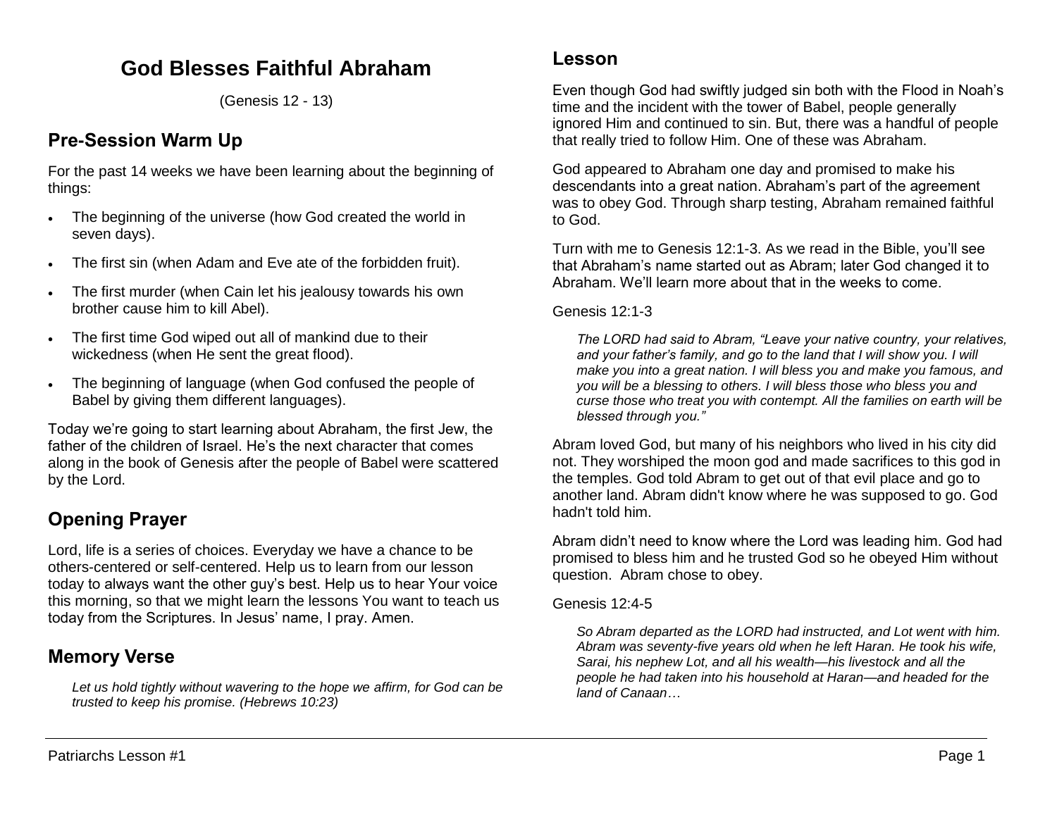# God Blesses Faithful Abraham

(Genesis 12 - 13)

## Pre-Session Warm Up

For the past 14 weeks we have been learning about the beginning of things:

- The beginning of the universe (how God created the world in seven days).
- The first sin (when Adam and Eve ate of the forbidden fruit).
- The first murder (when Cain let his jealousy towards his own brother cause him to kill Abel).
- The first time God wiped out all of mankind due to their wickedness (when He sent the great flood).
- The beginning of language (when God confused the people of Babel by giving them different languages).

Today we're going to start learning about Abraham, the first Jew, the father of the children of Israel. He's the next character that comes along in the book of Genesis after the people of Babel were scattered by the Lord.

## Opening Prayer

Lord, life is a series of choices. Everyday we have a chance to be others-centered or self-centered. Help us to learn from our lesson today to always want the other guy's best. Help us to hear Your voice this morning, so that we might learn the lessons You want to teach us today from the Scriptures. In Jesus' name, I pray. Amen.

## Memory Verse

> *Let us hold tightly without wavering to the hope we affirm, for God can be trusted to keep his promise. (Hebrews 10:23)*

## Lesson

Even though God had swiftly judged sin both with the Flood in Noah's time and the incident with the tower of Babel, people generally ignored Him and continued to sin. But, there was a handful of people that really tried to follow Him. One of these was Abraham.

God appeared to Abraham one day and promised to make his descendants into a great nation. Abraham's part of the agreement was to obey God. Through sharp testing, Abraham remained faithful to God.

Turn with me to Genesis 12:1-3. As we read in the Bible, you'll see that Abraham's name started out as Abram; later God changed it to Abraham. We'll learn more about that in the weeks to come.

Genesis 12:1-3

> *The LORD had said to Abram, "Leave your native country, your relatives, and your father's family, and go to the land that I will show you. I will make you into a great nation. I will bless you and make you famous, and you will be a blessing to others. I will bless those who bless you and curse those who treat you with contempt. All the families on earth will be blessed through you."*

Abram loved God, but many of his neighbors who lived in his city did not. They worshiped the moon god and made sacrifices to this god in the temples. God told Abram to get out of that evil place and go to another land. Abram didn't know where he was supposed to go. God hadn't told him.

Abram didn't need to know where the Lord was leading him. God had promised to bless him and he trusted God so he obeyed Him without question. Abram chose to obey.

Genesis 12:4-5

> *So Abram departed as the LORD had instructed, and Lot went with him. Abram was seventy-five years old when he left Haran. He took his wife, Sarai, his nephew Lot, and all his wealth—his livestock and all the people he had taken into his household at Haran—and headed for the land of Canaan…*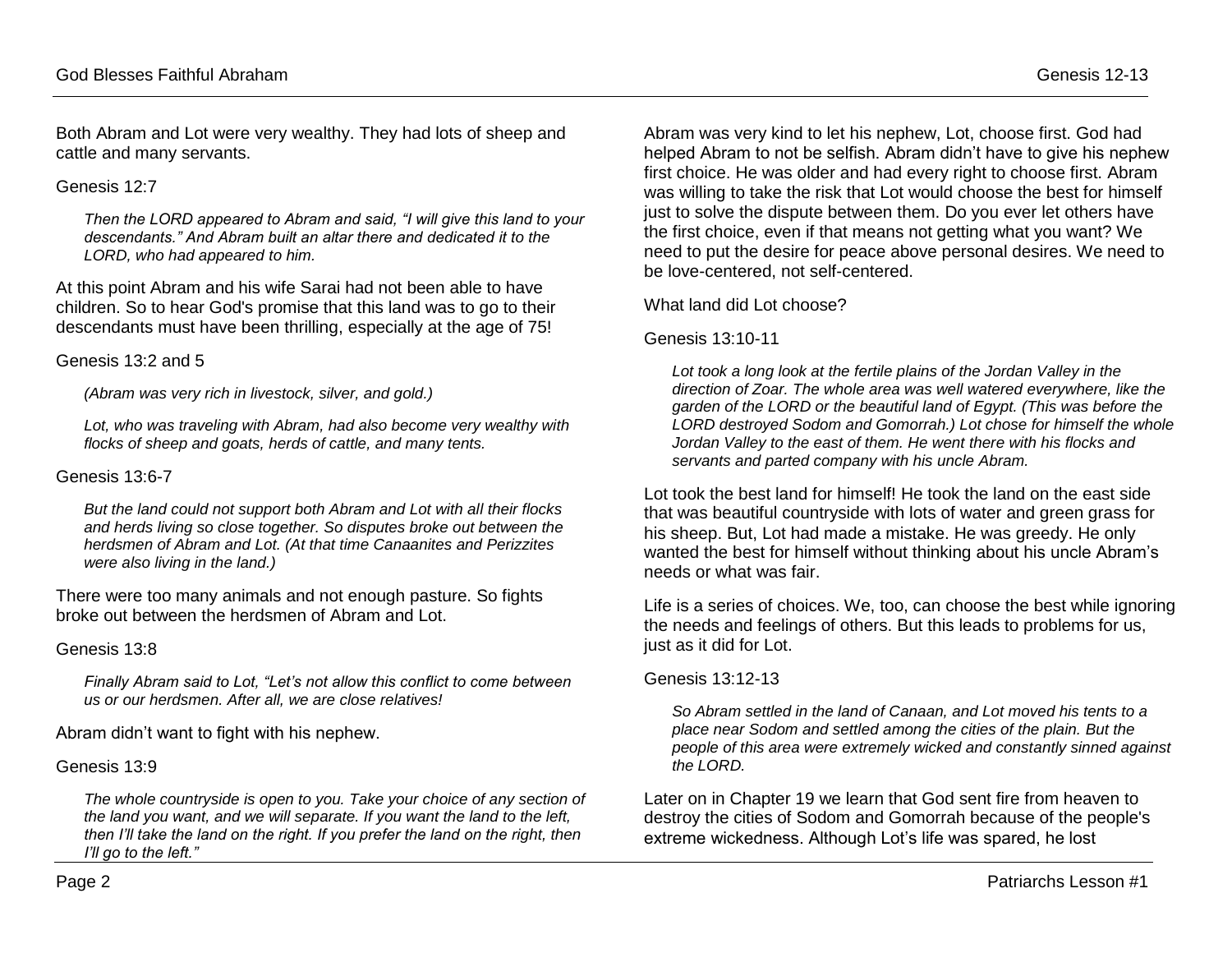Both Abram and Lot were very wealthy. They had lots of sheep and cattle and many servants.

Genesis 12:7

> *Then the LORD appeared to Abram and said, "I will give this land to your descendants." And Abram built an altar there and dedicated it to the LORD, who had appeared to him.*

At this point Abram and his wife Sarai had not been able to have children. So to hear God's promise that this land was to go to their descendants must have been thrilling, especially at the age of 75!

Genesis 13:2 and 5

> *(Abram was very rich in livestock, silver, and gold.)*
>
> *Lot, who was traveling with Abram, had also become very wealthy with flocks of sheep and goats, herds of cattle, and many tents.*

Genesis 13:6-7

> *But the land could not support both Abram and Lot with all their flocks and herds living so close together. So disputes broke out between the herdsmen of Abram and Lot. (At that time Canaanites and Perizzites were also living in the land.)*

There were too many animals and not enough pasture. So fights broke out between the herdsmen of Abram and Lot.

Genesis 13:8

> *Finally Abram said to Lot, "Let's not allow this conflict to come between us or our herdsmen. After all, we are close relatives!*

Abram didn't want to fight with his nephew.

Genesis 13:9

> *The whole countryside is open to you. Take your choice of any section of the land you want, and we will separate. If you want the land to the left, then I'll take the land on the right. If you prefer the land on the right, then I'll go to the left."*

Abram was very kind to let his nephew, Lot, choose first. God had helped Abram to not be selfish. Abram didn't have to give his nephew first choice. He was older and had every right to choose first. Abram was willing to take the risk that Lot would choose the best for himself just to solve the dispute between them. Do you ever let others have the first choice, even if that means not getting what you want? We need to put the desire for peace above personal desires. We need to be love-centered, not self-centered.

What land did Lot choose?

Genesis 13:10-11

> *Lot took a long look at the fertile plains of the Jordan Valley in the direction of Zoar. The whole area was well watered everywhere, like the garden of the LORD or the beautiful land of Egypt. (This was before the LORD destroyed Sodom and Gomorrah.) Lot chose for himself the whole Jordan Valley to the east of them. He went there with his flocks and servants and parted company with his uncle Abram.*

Lot took the best land for himself! He took the land on the east side that was beautiful countryside with lots of water and green grass for his sheep. But, Lot had made a mistake. He was greedy. He only wanted the best for himself without thinking about his uncle Abram's needs or what was fair.

Life is a series of choices. We, too, can choose the best while ignoring the needs and feelings of others. But this leads to problems for us, just as it did for Lot.

Genesis 13:12-13

> *So Abram settled in the land of Canaan, and Lot moved his tents to a place near Sodom and settled among the cities of the plain. But the people of this area were extremely wicked and constantly sinned against the LORD.*

Later on in Chapter 19 we learn that God sent fire from heaven to destroy the cities of Sodom and Gomorrah because of the people's extreme wickedness. Although Lot's life was spared, he lost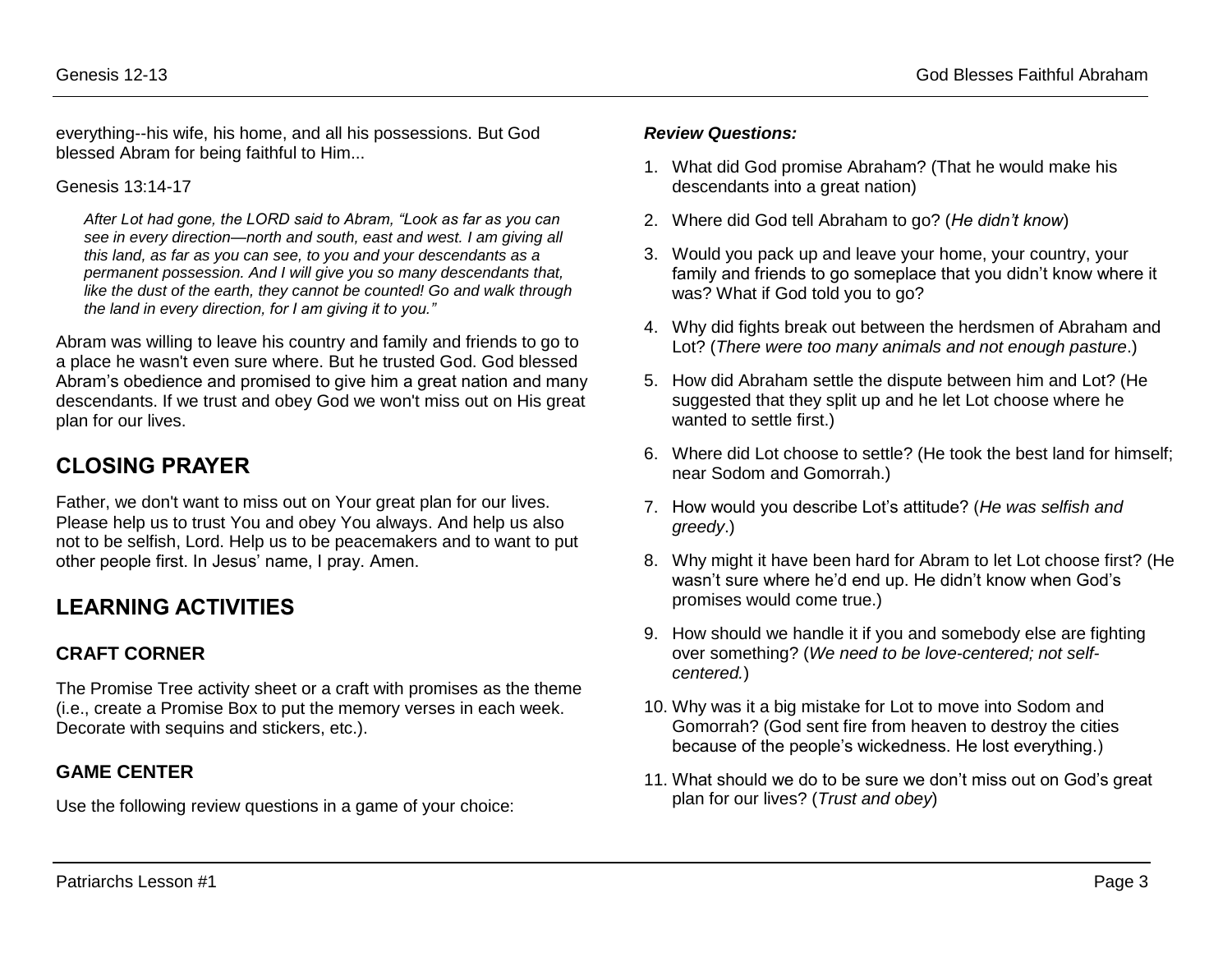everything--his wife, his home, and all his possessions. But God blessed Abram for being faithful to Him...

Genesis 13:14-17

> *After Lot had gone, the LORD said to Abram, "Look as far as you can see in every direction—north and south, east and west. I am giving all this land, as far as you can see, to you and your descendants as a permanent possession. And I will give you so many descendants that, like the dust of the earth, they cannot be counted! Go and walk through the land in every direction, for I am giving it to you."*

Abram was willing to leave his country and family and friends to go to a place he wasn't even sure where. But he trusted God. God blessed Abram's obedience and promised to give him a great nation and many descendants. If we trust and obey God we won't miss out on His great plan for our lives.

## CLOSING PRAYER

Father, we don't want to miss out on Your great plan for our lives. Please help us to trust You and obey You always. And help us also not to be selfish, Lord. Help us to be peacemakers and to want to put other people first. In Jesus' name, I pray. Amen.

## LEARNING ACTIVITIES

### CRAFT CORNER

The Promise Tree activity sheet or a craft with promises as the theme (i.e., create a Promise Box to put the memory verses in each week. Decorate with sequins and stickers, etc.).

### GAME CENTER

Use the following review questions in a game of your choice:

***Review Questions:***

1. What did God promise Abraham? (That he would make his descendants into a great nation)
2. Where did God tell Abraham to go? (*He didn't know*)
3. Would you pack up and leave your home, your country, your family and friends to go someplace that you didn't know where it was? What if God told you to go?
4. Why did fights break out between the herdsmen of Abraham and Lot? (*There were too many animals and not enough pasture*.)
5. How did Abraham settle the dispute between him and Lot? (He suggested that they split up and he let Lot choose where he wanted to settle first.)
6. Where did Lot choose to settle? (He took the best land for himself; near Sodom and Gomorrah.)
7. How would you describe Lot's attitude? (*He was selfish and greedy*.)
8. Why might it have been hard for Abram to let Lot choose first? (He wasn't sure where he'd end up. He didn't know when God's promises would come true.)
9. How should we handle it if you and somebody else are fighting over something? (*We need to be love-centered; not self-centered.*)
10. Why was it a big mistake for Lot to move into Sodom and Gomorrah? (God sent fire from heaven to destroy the cities because of the people's wickedness. He lost everything.)
11. What should we do to be sure we don't miss out on God's great plan for our lives? (*Trust and obey*)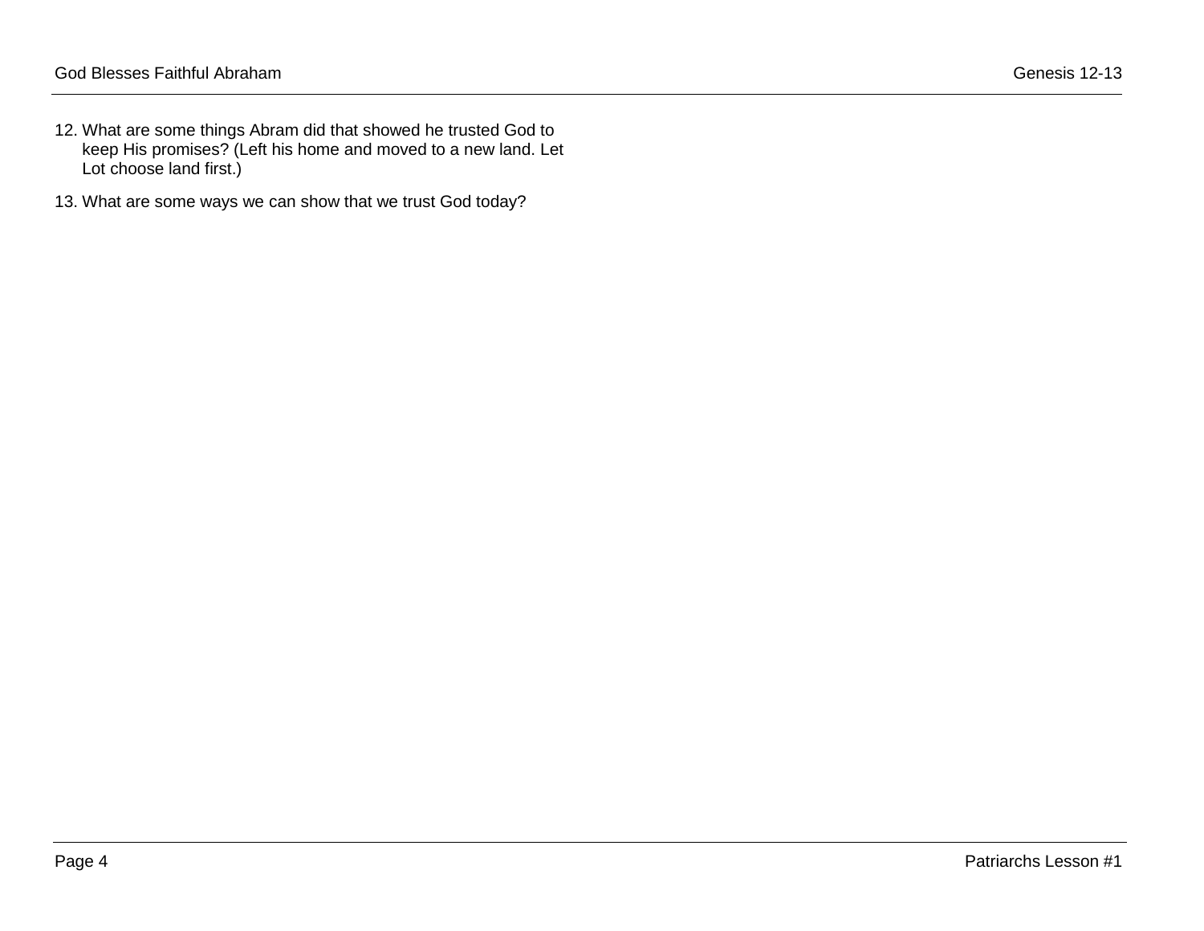12. What are some things Abram did that showed he trusted God to keep His promises? (Left his home and moved to a new land. Let Lot choose land first.)
13. What are some ways we can show that we trust God today?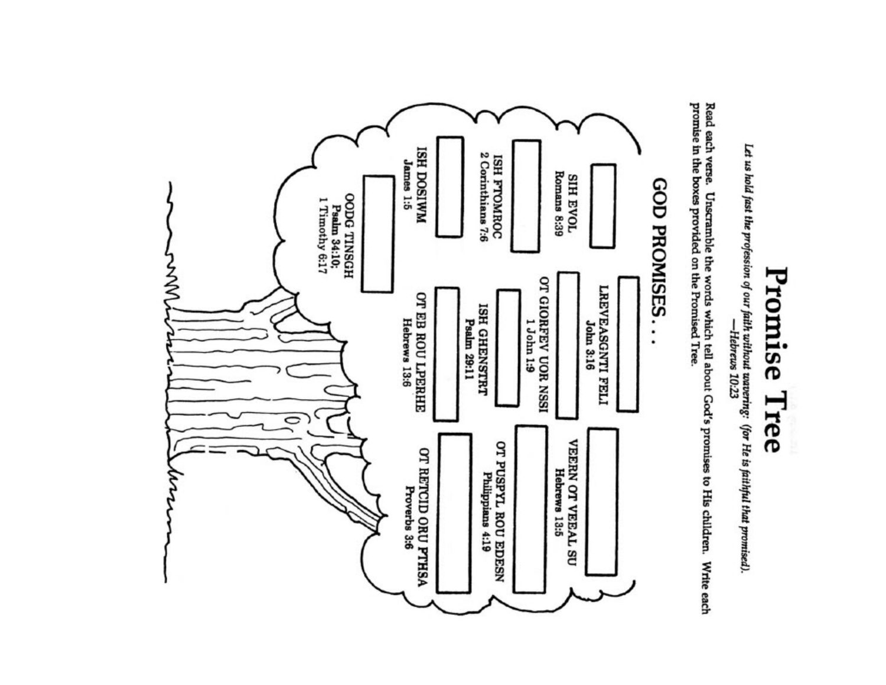# Promise Tree

*Let us hold fast the profession of our faith without wavering; (for He is faithful that promised).*
*—Hebrews 10:23*

Read each verse. Unscramble the words which tell about God's promises to His children. Write each promise in the boxes provided on the Promised Tree.

## GOD PROMISES . . .

SIH EVOL
Romans 8:39

ISH FTOMROC
2 Corinthians 7:6

ISH DOSIWM
James 1:5

OODG TINSGH
Psalm 34:10;
1 Timothy 6:17

LREVEASGNTI FELI
John 3:16

OT GIORFEV UOR NSSI
1 John 1:9

ISH GHENSTRT
Psalm 29:11

OT EB ROU LPERHE
Hebrews 13:6

VEERN OT VEEAL SU
Hebrews 13:5

OT PUSPYL ROU EDESN
Philippians 4:19

OT RETCID ORU PTHSA
Proverbs 3:6